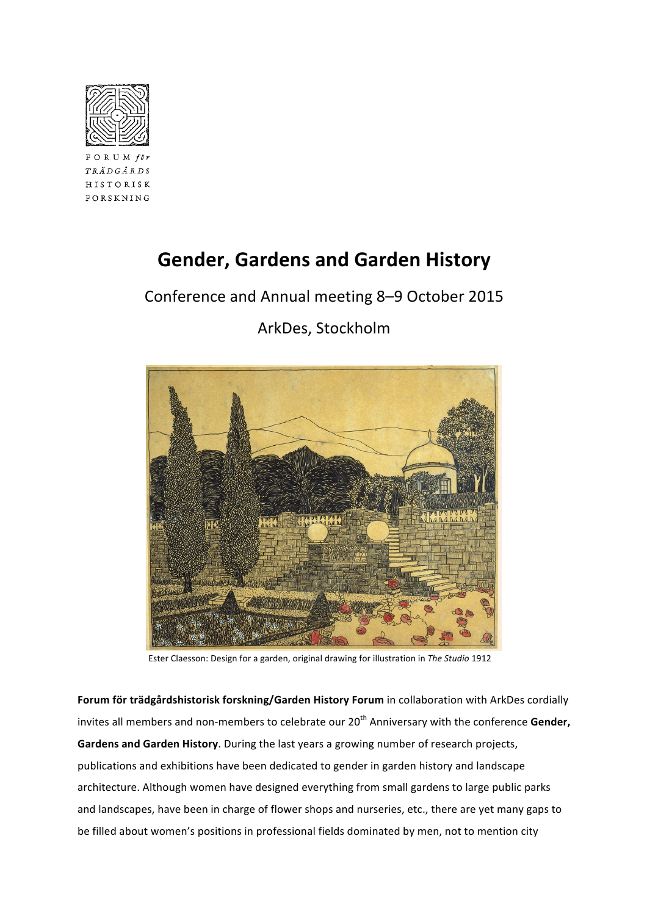FORUM *för* TRÄDGÅRDS HISTORISK FORSKNING

# Gender, Gardens and Garden History

Conference and Annual meeting 8–9 October 2015

ArkDes, Stockholm

Ester Claesson: Design for a garden, original drawing for illustration in *The Studio* 1912

**Forum för trädgårdshistorisk forskning/Garden History Forum** in collaboration with ArkDes cordially invites all members and non-members to celebrate our 20th Anniversary with the conference **Gender, Gardens and Garden History**. During the last years a growing number of research projects, publications and exhibitions have been dedicated to gender in garden history and landscape architecture. Although women have designed everything from small gardens to large public parks and landscapes, have been in charge of flower shops and nurseries, etc., there are yet many gaps to be filled about women's positions in professional fields dominated by men, not to mention city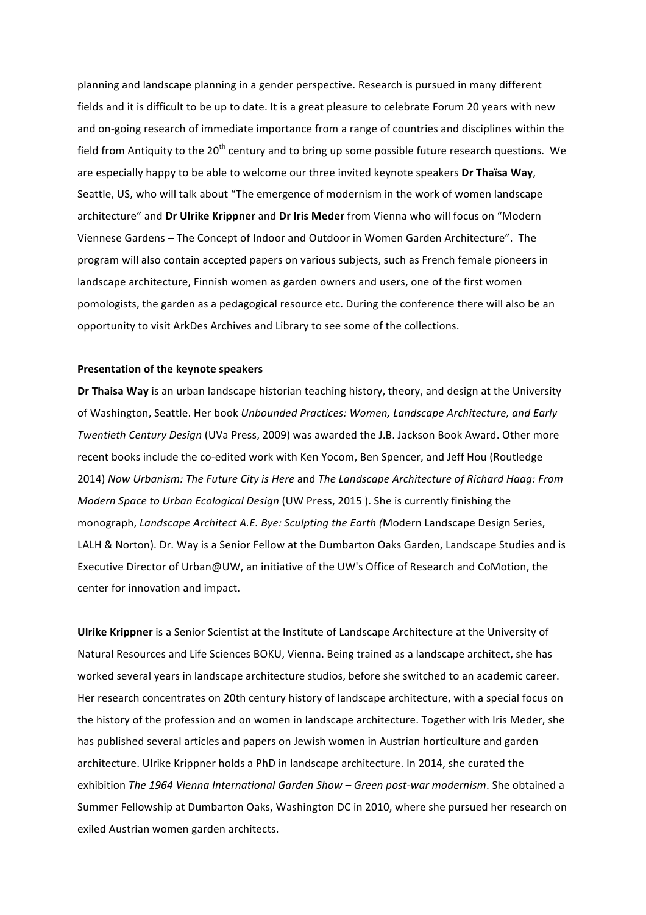planning and landscape planning in a gender perspective. Research is pursued in many different fields and it is difficult to be up to date. It is a great pleasure to celebrate Forum 20 years with new and on-going research of immediate importance from a range of countries and disciplines within the field from Antiquity to the 20th century and to bring up some possible future research questions. We are especially happy to be able to welcome our three invited keynote speakers **Dr Thaïsa Way**, Seattle, US, who will talk about "The emergence of modernism in the work of women landscape architecture" and **Dr Ulrike Krippner** and **Dr Iris Meder** from Vienna who will focus on "Modern Viennese Gardens – The Concept of Indoor and Outdoor in Women Garden Architecture". The program will also contain accepted papers on various subjects, such as French female pioneers in landscape architecture, Finnish women as garden owners and users, one of the first women pomologists, the garden as a pedagogical resource etc. During the conference there will also be an opportunity to visit ArkDes Archives and Library to see some of the collections.

**Presentation of the keynote speakers**

**Dr Thaisa Way** is an urban landscape historian teaching history, theory, and design at the University of Washington, Seattle. Her book *Unbounded Practices: Women, Landscape Architecture, and Early Twentieth Century Design* (UVa Press, 2009) was awarded the J.B. Jackson Book Award. Other more recent books include the co-edited work with Ken Yocom, Ben Spencer, and Jeff Hou (Routledge 2014) *Now Urbanism: The Future City is Here* and *The Landscape Architecture of Richard Haag: From Modern Space to Urban Ecological Design* (UW Press, 2015 ). She is currently finishing the monograph, *Landscape Architect A.E. Bye: Sculpting the Earth (*Modern Landscape Design Series, LALH & Norton). Dr. Way is a Senior Fellow at the Dumbarton Oaks Garden, Landscape Studies and is Executive Director of Urban@UW, an initiative of the UW's Office of Research and CoMotion, the center for innovation and impact.

**Ulrike Krippner** is a Senior Scientist at the Institute of Landscape Architecture at the University of Natural Resources and Life Sciences BOKU, Vienna. Being trained as a landscape architect, she has worked several years in landscape architecture studios, before she switched to an academic career. Her research concentrates on 20th century history of landscape architecture, with a special focus on the history of the profession and on women in landscape architecture. Together with Iris Meder, she has published several articles and papers on Jewish women in Austrian horticulture and garden architecture. Ulrike Krippner holds a PhD in landscape architecture. In 2014, she curated the exhibition *The 1964 Vienna International Garden Show – Green post-war modernism*. She obtained a Summer Fellowship at Dumbarton Oaks, Washington DC in 2010, where she pursued her research on exiled Austrian women garden architects.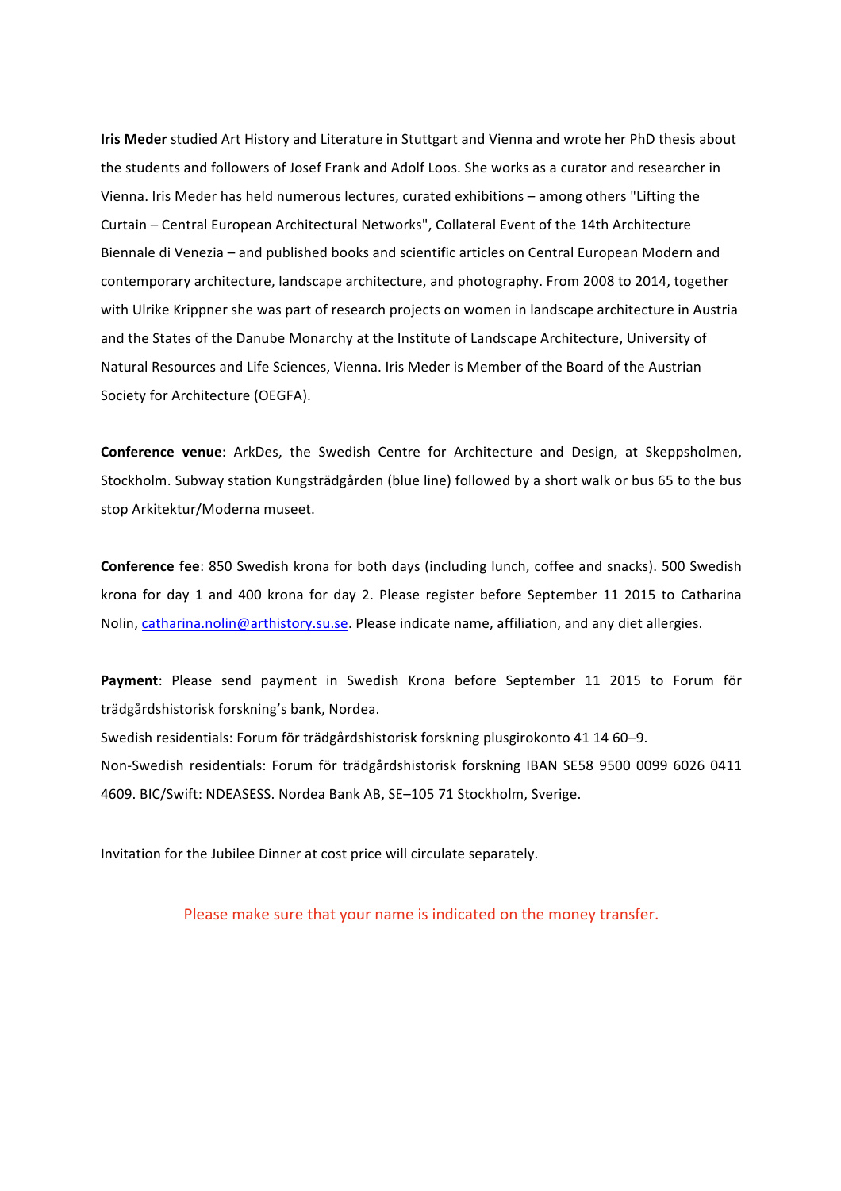**Iris Meder** studied Art History and Literature in Stuttgart and Vienna and wrote her PhD thesis about the students and followers of Josef Frank and Adolf Loos. She works as a curator and researcher in Vienna. Iris Meder has held numerous lectures, curated exhibitions – among others "Lifting the Curtain – Central European Architectural Networks", Collateral Event of the 14th Architecture Biennale di Venezia – and published books and scientific articles on Central European Modern and contemporary architecture, landscape architecture, and photography. From 2008 to 2014, together with Ulrike Krippner she was part of research projects on women in landscape architecture in Austria and the States of the Danube Monarchy at the Institute of Landscape Architecture, University of Natural Resources and Life Sciences, Vienna. Iris Meder is Member of the Board of the Austrian Society for Architecture (OEGFA).

**Conference venue**: ArkDes, the Swedish Centre for Architecture and Design, at Skeppsholmen, Stockholm. Subway station Kungsträdgården (blue line) followed by a short walk or bus 65 to the bus stop Arkitektur/Moderna museet.

**Conference fee**: 850 Swedish krona for both days (including lunch, coffee and snacks). 500 Swedish krona for day 1 and 400 krona for day 2. Please register before September 11 2015 to Catharina Nolin, catharina.nolin@arthistory.su.se. Please indicate name, affiliation, and any diet allergies.

**Payment**: Please send payment in Swedish Krona before September 11 2015 to Forum för trädgårdshistorisk forskning's bank, Nordea.
Swedish residentials: Forum för trädgårdshistorisk forskning plusgirokonto 41 14 60–9.
Non-Swedish residentials: Forum för trädgårdshistorisk forskning IBAN SE58 9500 0099 6026 0411 4609. BIC/Swift: NDEASESS. Nordea Bank AB, SE–105 71 Stockholm, Sverige.

Invitation for the Jubilee Dinner at cost price will circulate separately.

Please make sure that your name is indicated on the money transfer.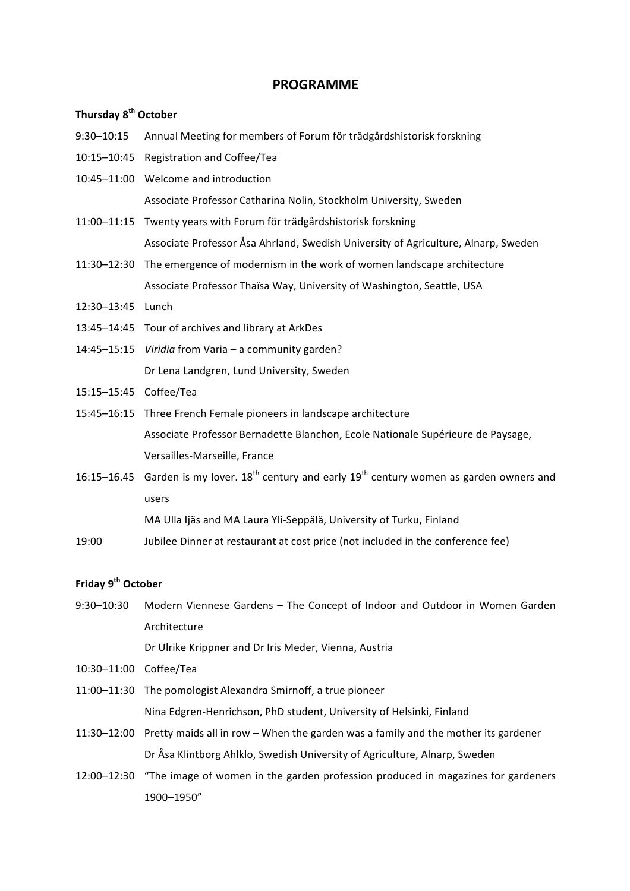# PROGRAMME

## Thursday 8th October

9:30–10:15 Annual Meeting for members of Forum för trädgårdshistorisk forskning

10:15–10:45 Registration and Coffee/Tea

10:45–11:00 Welcome and introduction
Associate Professor Catharina Nolin, Stockholm University, Sweden

11:00–11:15 Twenty years with Forum för trädgårdshistorisk forskning
Associate Professor Åsa Ahrland, Swedish University of Agriculture, Alnarp, Sweden

11:30–12:30 The emergence of modernism in the work of women landscape architecture
Associate Professor Thaïsa Way, University of Washington, Seattle, USA

12:30–13:45 Lunch

13:45–14:45 Tour of archives and library at ArkDes

14:45–15:15 *Viridia* from Varia – a community garden?
Dr Lena Landgren, Lund University, Sweden

15:15–15:45 Coffee/Tea

15:45–16:15 Three French Female pioneers in landscape architecture
Associate Professor Bernadette Blanchon, Ecole Nationale Supérieure de Paysage, Versailles-Marseille, France

16:15–16.45 Garden is my lover. 18th century and early 19th century women as garden owners and users
MA Ulla Ijäs and MA Laura Yli-Seppälä, University of Turku, Finland

19:00 Jubilee Dinner at restaurant at cost price (not included in the conference fee)

## Friday 9th October

9:30–10:30 Modern Viennese Gardens – The Concept of Indoor and Outdoor in Women Garden Architecture
Dr Ulrike Krippner and Dr Iris Meder, Vienna, Austria

10:30–11:00 Coffee/Tea

11:00–11:30 The pomologist Alexandra Smirnoff, a true pioneer
Nina Edgren-Henrichson, PhD student, University of Helsinki, Finland

11:30–12:00 Pretty maids all in row – When the garden was a family and the mother its gardener
Dr Åsa Klintborg Ahlklo, Swedish University of Agriculture, Alnarp, Sweden

12:00–12:30 "The image of women in the garden profession produced in magazines for gardeners 1900–1950"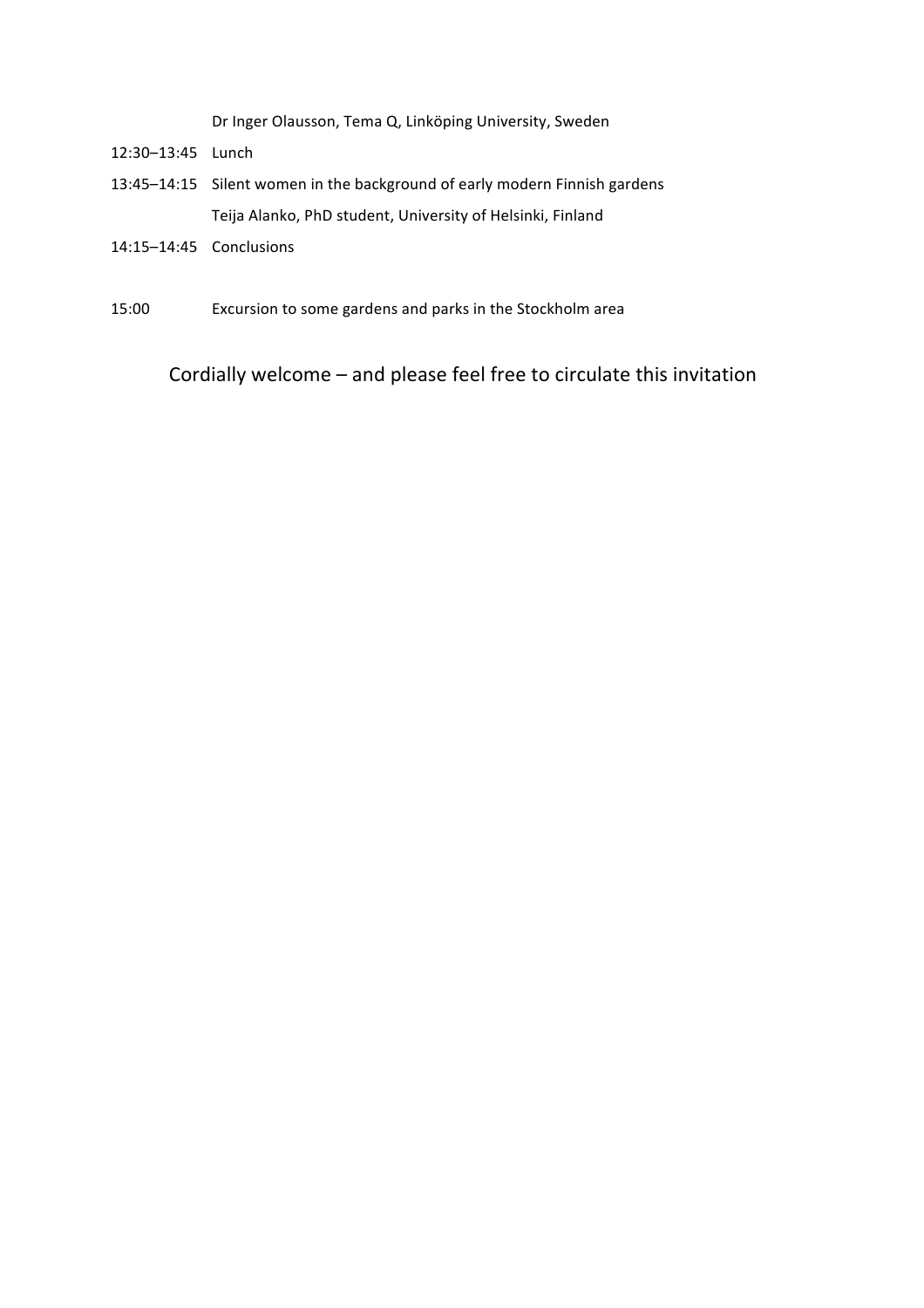Dr Inger Olausson, Tema Q, Linköping University, Sweden

12:30–13:45 Lunch

13:45–14:15 Silent women in the background of early modern Finnish gardens

Teija Alanko, PhD student, University of Helsinki, Finland

14:15–14:45 Conclusions

15:00 Excursion to some gardens and parks in the Stockholm area

Cordially welcome – and please feel free to circulate this invitation